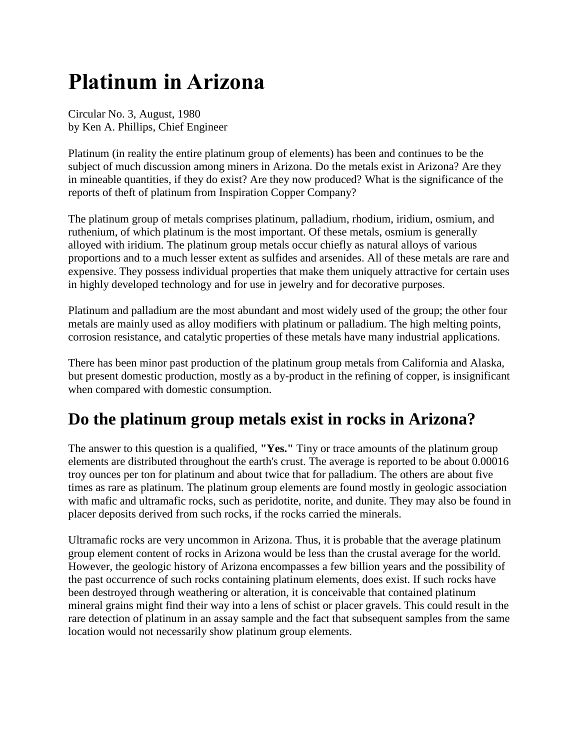# Platinum in Arizona

Circular No. 3, August, 1980
by Ken A. Phillips, Chief Engineer

Platinum (in reality the entire platinum group of elements) has been and continues to be the subject of much discussion among miners in Arizona. Do the metals exist in Arizona? Are they in mineable quantities, if they do exist? Are they now produced? What is the significance of the reports of theft of platinum from Inspiration Copper Company?

The platinum group of metals comprises platinum, palladium, rhodium, iridium, osmium, and ruthenium, of which platinum is the most important. Of these metals, osmium is generally alloyed with iridium. The platinum group metals occur chiefly as natural alloys of various proportions and to a much lesser extent as sulfides and arsenides. All of these metals are rare and expensive. They possess individual properties that make them uniquely attractive for certain uses in highly developed technology and for use in jewelry and for decorative purposes.

Platinum and palladium are the most abundant and most widely used of the group; the other four metals are mainly used as alloy modifiers with platinum or palladium. The high melting points, corrosion resistance, and catalytic properties of these metals have many industrial applications.

There has been minor past production of the platinum group metals from California and Alaska, but present domestic production, mostly as a by-product in the refining of copper, is insignificant when compared with domestic consumption.

## Do the platinum group metals exist in rocks in Arizona?

The answer to this question is a qualified, **"Yes."** Tiny or trace amounts of the platinum group elements are distributed throughout the earth's crust. The average is reported to be about 0.00016 troy ounces per ton for platinum and about twice that for palladium. The others are about five times as rare as platinum. The platinum group elements are found mostly in geologic association with mafic and ultramafic rocks, such as peridotite, norite, and dunite. They may also be found in placer deposits derived from such rocks, if the rocks carried the minerals.

Ultramafic rocks are very uncommon in Arizona. Thus, it is probable that the average platinum group element content of rocks in Arizona would be less than the crustal average for the world. However, the geologic history of Arizona encompasses a few billion years and the possibility of the past occurrence of such rocks containing platinum elements, does exist. If such rocks have been destroyed through weathering or alteration, it is conceivable that contained platinum mineral grains might find their way into a lens of schist or placer gravels. This could result in the rare detection of platinum in an assay sample and the fact that subsequent samples from the same location would not necessarily show platinum group elements.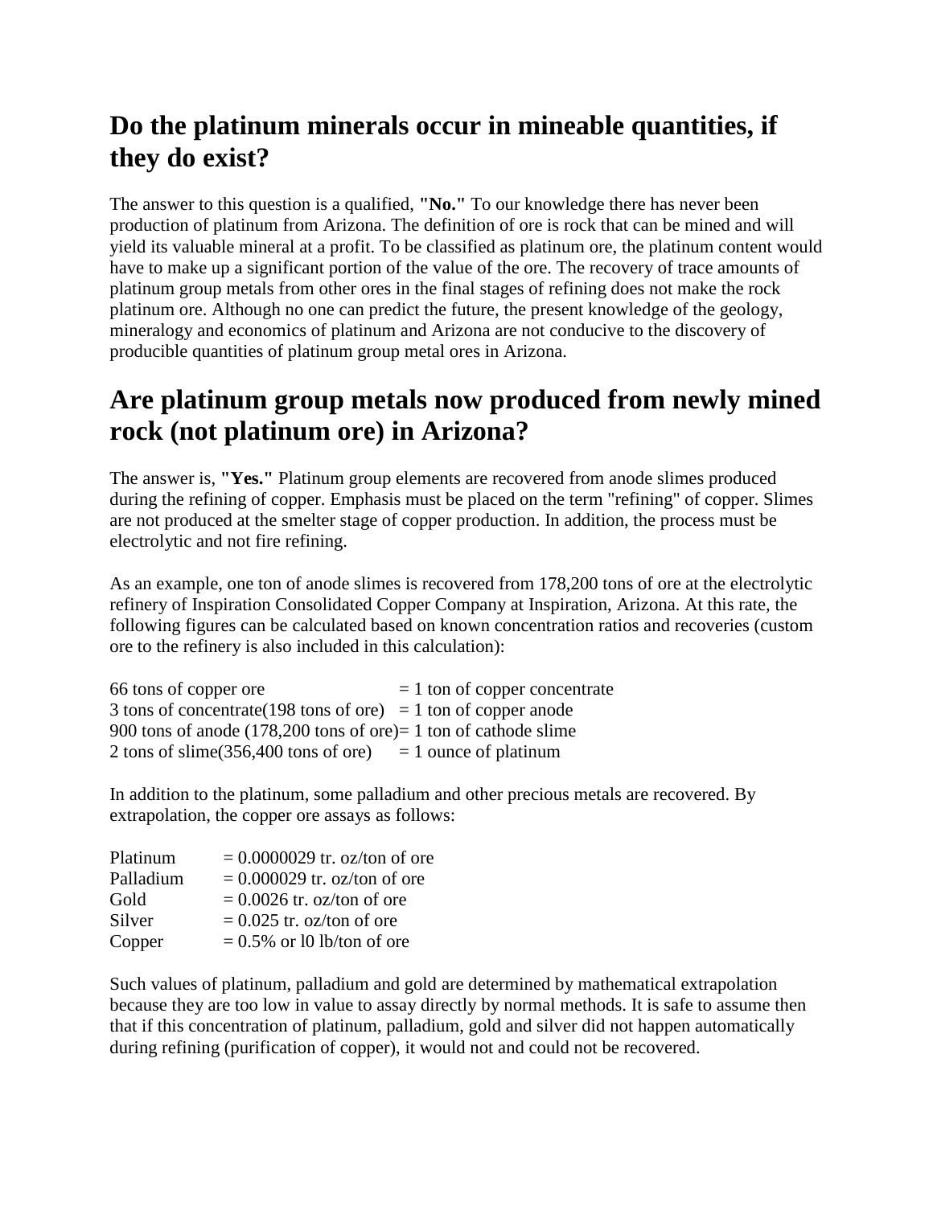## Do the platinum minerals occur in mineable quantities, if they do exist?

The answer to this question is a qualified, **"No."** To our knowledge there has never been production of platinum from Arizona. The definition of ore is rock that can be mined and will yield its valuable mineral at a profit. To be classified as platinum ore, the platinum content would have to make up a significant portion of the value of the ore. The recovery of trace amounts of platinum group metals from other ores in the final stages of refining does not make the rock platinum ore. Although no one can predict the future, the present knowledge of the geology, mineralogy and economics of platinum and Arizona are not conducive to the discovery of producible quantities of platinum group metal ores in Arizona.

## Are platinum group metals now produced from newly mined rock (not platinum ore) in Arizona?

The answer is, **"Yes."** Platinum group elements are recovered from anode slimes produced during the refining of copper. Emphasis must be placed on the term "refining" of copper. Slimes are not produced at the smelter stage of copper production. In addition, the process must be electrolytic and not fire refining.

As an example, one ton of anode slimes is recovered from 178,200 tons of ore at the electrolytic refinery of Inspiration Consolidated Copper Company at Inspiration, Arizona. At this rate, the following figures can be calculated based on known concentration ratios and recoveries (custom ore to the refinery is also included in this calculation):

| | |
|---|---|
| 66 tons of copper ore | = 1 ton of copper concentrate |
| 3 tons of concentrate(198 tons of ore) | = 1 ton of copper anode |
| 900 tons of anode (178,200 tons of ore) | = 1 ton of cathode slime |
| 2 tons of slime(356,400 tons of ore) | = 1 ounce of platinum |

In addition to the platinum, some palladium and other precious metals are recovered. By extrapolation, the copper ore assays as follows:

| | |
|---|---|
| Platinum | = 0.0000029 tr. oz/ton of ore |
| Palladium | = 0.000029 tr. oz/ton of ore |
| Gold | = 0.0026 tr. oz/ton of ore |
| Silver | = 0.025 tr. oz/ton of ore |
| Copper | = 0.5% or l0 lb/ton of ore |

Such values of platinum, palladium and gold are determined by mathematical extrapolation because they are too low in value to assay directly by normal methods. It is safe to assume then that if this concentration of platinum, palladium, gold and silver did not happen automatically during refining (purification of copper), it would not and could not be recovered.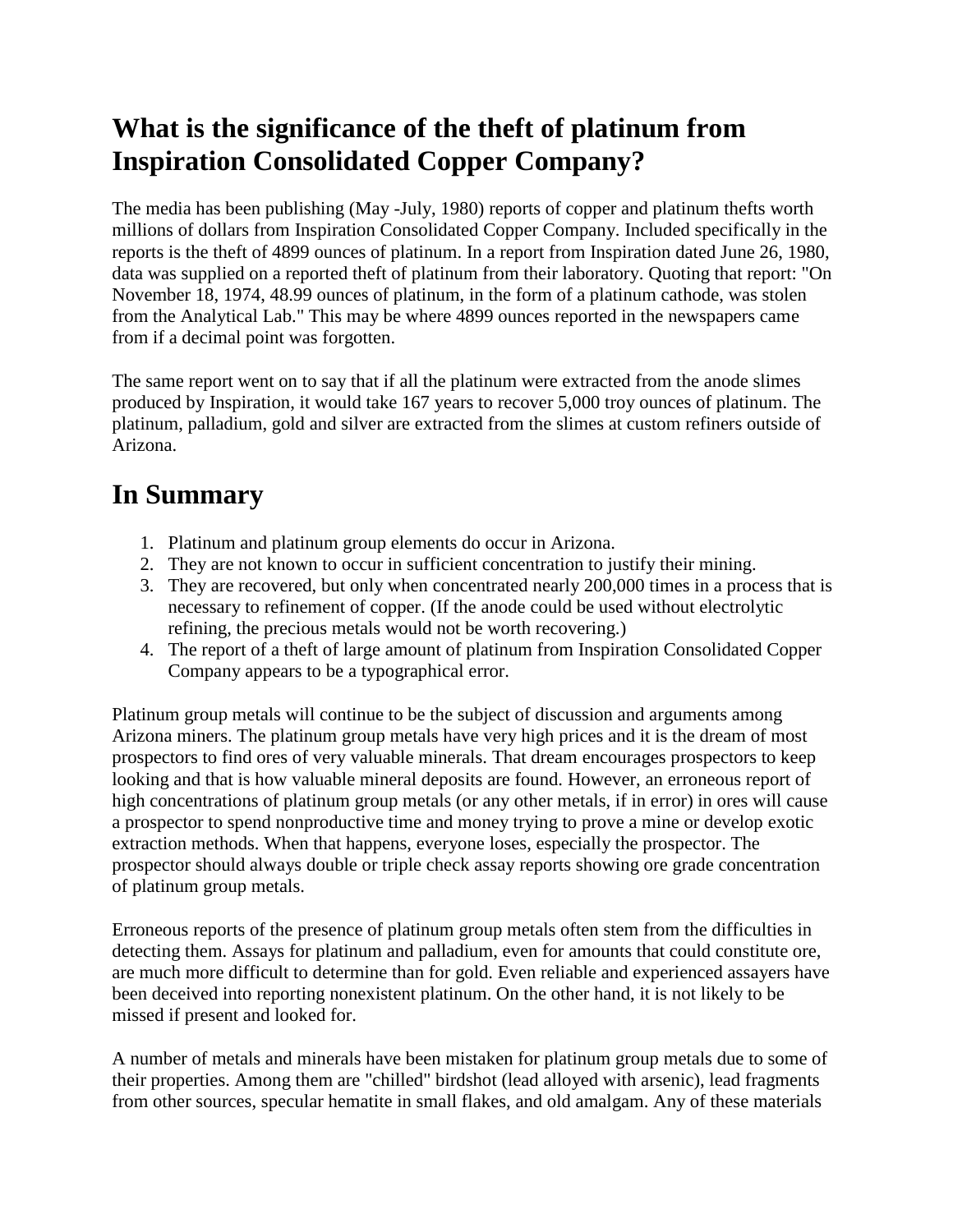## What is the significance of the theft of platinum from Inspiration Consolidated Copper Company?

The media has been publishing (May -July, 1980) reports of copper and platinum thefts worth millions of dollars from Inspiration Consolidated Copper Company. Included specifically in the reports is the theft of 4899 ounces of platinum. In a report from Inspiration dated June 26, 1980, data was supplied on a reported theft of platinum from their laboratory. Quoting that report: "On November 18, 1974, 48.99 ounces of platinum, in the form of a platinum cathode, was stolen from the Analytical Lab." This may be where 4899 ounces reported in the newspapers came from if a decimal point was forgotten.

The same report went on to say that if all the platinum were extracted from the anode slimes produced by Inspiration, it would take 167 years to recover 5,000 troy ounces of platinum. The platinum, palladium, gold and silver are extracted from the slimes at custom refiners outside of Arizona.

# In Summary

1. Platinum and platinum group elements do occur in Arizona.
2. They are not known to occur in sufficient concentration to justify their mining.
3. They are recovered, but only when concentrated nearly 200,000 times in a process that is necessary to refinement of copper. (If the anode could be used without electrolytic refining, the precious metals would not be worth recovering.)
4. The report of a theft of large amount of platinum from Inspiration Consolidated Copper Company appears to be a typographical error.

Platinum group metals will continue to be the subject of discussion and arguments among Arizona miners. The platinum group metals have very high prices and it is the dream of most prospectors to find ores of very valuable minerals. That dream encourages prospectors to keep looking and that is how valuable mineral deposits are found. However, an erroneous report of high concentrations of platinum group metals (or any other metals, if in error) in ores will cause a prospector to spend nonproductive time and money trying to prove a mine or develop exotic extraction methods. When that happens, everyone loses, especially the prospector. The prospector should always double or triple check assay reports showing ore grade concentration of platinum group metals.

Erroneous reports of the presence of platinum group metals often stem from the difficulties in detecting them. Assays for platinum and palladium, even for amounts that could constitute ore, are much more difficult to determine than for gold. Even reliable and experienced assayers have been deceived into reporting nonexistent platinum. On the other hand, it is not likely to be missed if present and looked for.

A number of metals and minerals have been mistaken for platinum group metals due to some of their properties. Among them are "chilled" birdshot (lead alloyed with arsenic), lead fragments from other sources, specular hematite in small flakes, and old amalgam. Any of these materials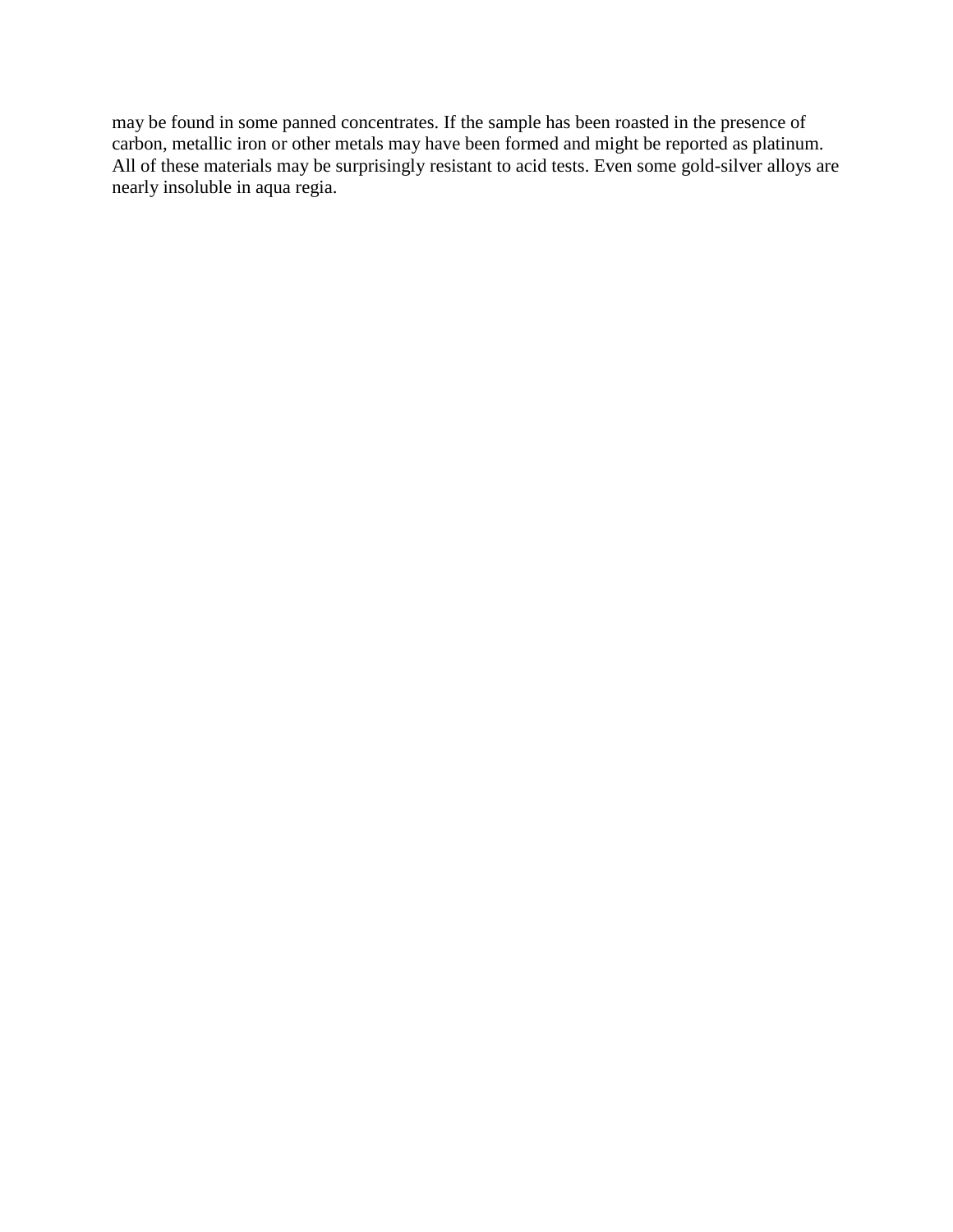may be found in some panned concentrates. If the sample has been roasted in the presence of carbon, metallic iron or other metals may have been formed and might be reported as platinum. All of these materials may be surprisingly resistant to acid tests. Even some gold-silver alloys are nearly insoluble in aqua regia.